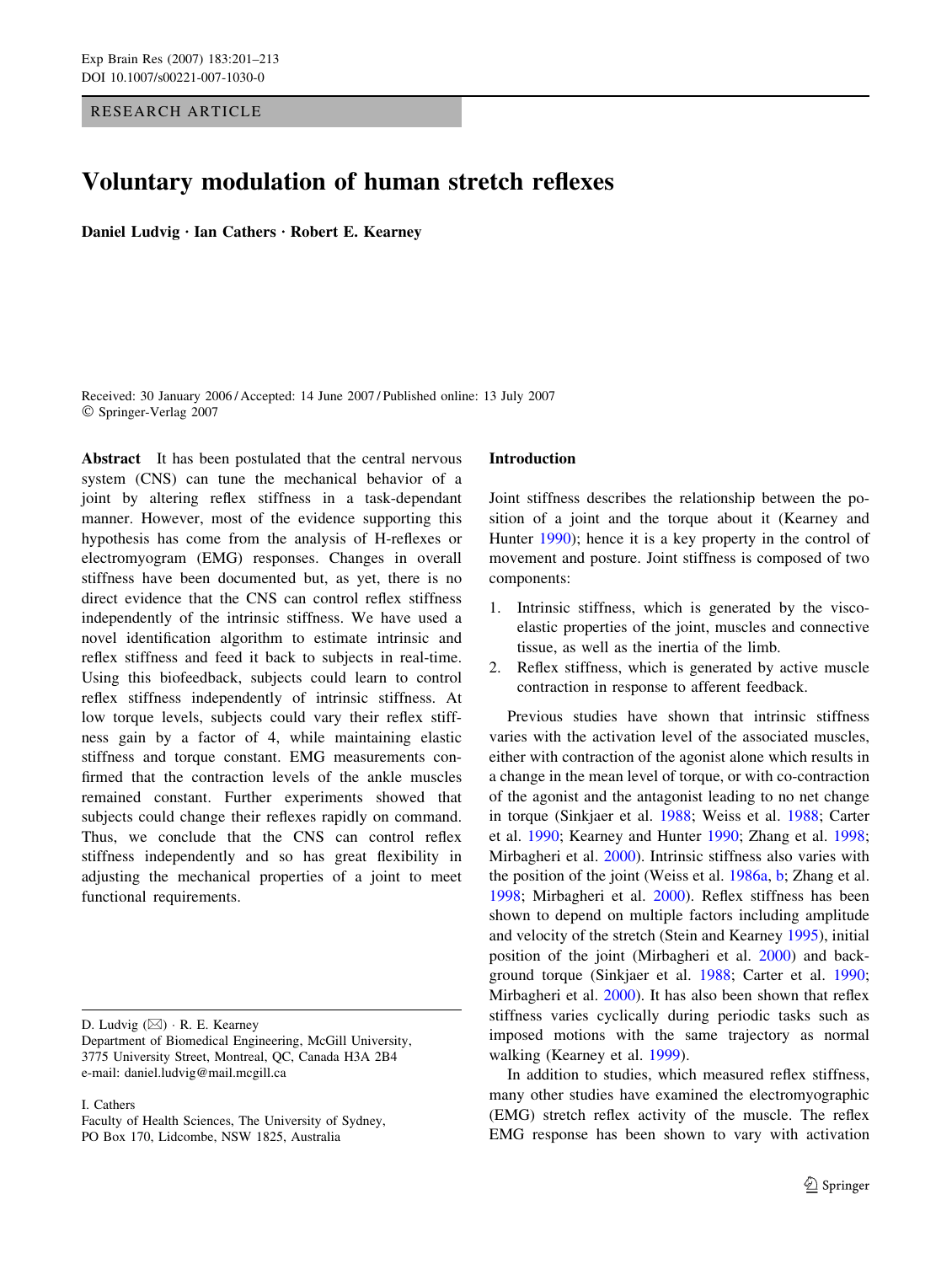RESEARCH ARTICLE

# Voluntary modulation of human stretch reflexes

**Daniel Ludvig · Ian Cathers · Robert E. Kearney**

Received: 30 January 2006 / Accepted: 14 June 2007 / Published online: 13 July 2007
© Springer-Verlag 2007

**Abstract** It has been postulated that the central nervous system (CNS) can tune the mechanical behavior of a joint by altering reflex stiffness in a task-dependant manner. However, most of the evidence supporting this hypothesis has come from the analysis of H-reflexes or electromyogram (EMG) responses. Changes in overall stiffness have been documented but, as yet, there is no direct evidence that the CNS can control reflex stiffness independently of the intrinsic stiffness. We have used a novel identification algorithm to estimate intrinsic and reflex stiffness and feed it back to subjects in real-time. Using this biofeedback, subjects could learn to control reflex stiffness independently of intrinsic stiffness. At low torque levels, subjects could vary their reflex stiffness gain by a factor of 4, while maintaining elastic stiffness and torque constant. EMG measurements confirmed that the contraction levels of the ankle muscles remained constant. Further experiments showed that subjects could change their reflexes rapidly on command. Thus, we conclude that the CNS can control reflex stiffness independently and so has great flexibility in adjusting the mechanical properties of a joint to meet functional requirements.

D. Ludvig (✉) · R. E. Kearney
Department of Biomedical Engineering, McGill University, 3775 University Street, Montreal, QC, Canada H3A 2B4
e-mail: daniel.ludvig@mail.mcgill.ca

I. Cathers
Faculty of Health Sciences, The University of Sydney, PO Box 170, Lidcombe, NSW 1825, Australia

## Introduction

Joint stiffness describes the relationship between the position of a joint and the torque about it (Kearney and Hunter 1990); hence it is a key property in the control of movement and posture. Joint stiffness is composed of two components:

1. Intrinsic stiffness, which is generated by the visco-elastic properties of the joint, muscles and connective tissue, as well as the inertia of the limb.
2. Reflex stiffness, which is generated by active muscle contraction in response to afferent feedback.

Previous studies have shown that intrinsic stiffness varies with the activation level of the associated muscles, either with contraction of the agonist alone which results in a change in the mean level of torque, or with co-contraction of the agonist and the antagonist leading to no net change in torque (Sinkjaer et al. 1988; Weiss et al. 1988; Carter et al. 1990; Kearney and Hunter 1990; Zhang et al. 1998; Mirbagheri et al. 2000). Intrinsic stiffness also varies with the position of the joint (Weiss et al. 1986a, b; Zhang et al. 1998; Mirbagheri et al. 2000). Reflex stiffness has been shown to depend on multiple factors including amplitude and velocity of the stretch (Stein and Kearney 1995), initial position of the joint (Mirbagheri et al. 2000) and background torque (Sinkjaer et al. 1988; Carter et al. 1990; Mirbagheri et al. 2000). It has also been shown that reflex stiffness varies cyclically during periodic tasks such as imposed motions with the same trajectory as normal walking (Kearney et al. 1999).

In addition to studies, which measured reflex stiffness, many other studies have examined the electromyographic (EMG) stretch reflex activity of the muscle. The reflex EMG response has been shown to vary with activation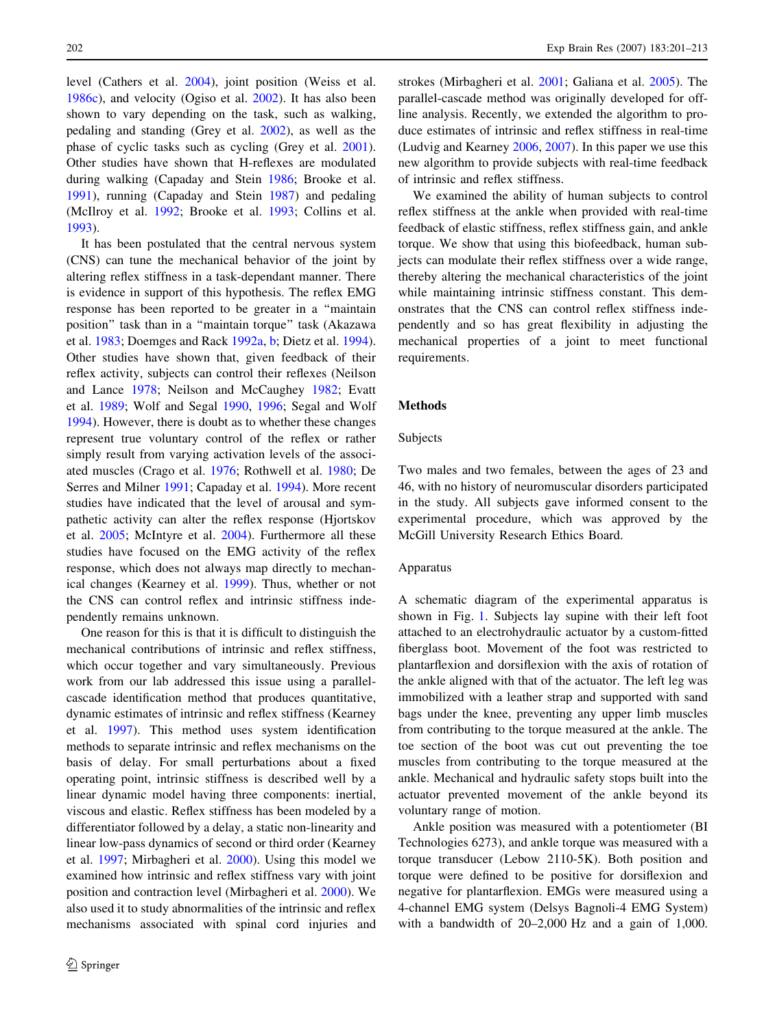level (Cathers et al. 2004), joint position (Weiss et al. 1986c), and velocity (Ogiso et al. 2002). It has also been shown to vary depending on the task, such as walking, pedaling and standing (Grey et al. 2002), as well as the phase of cyclic tasks such as cycling (Grey et al. 2001). Other studies have shown that H-reflexes are modulated during walking (Capaday and Stein 1986; Brooke et al. 1991), running (Capaday and Stein 1987) and pedaling (McIlroy et al. 1992; Brooke et al. 1993; Collins et al. 1993).

It has been postulated that the central nervous system (CNS) can tune the mechanical behavior of the joint by altering reflex stiffness in a task-dependant manner. There is evidence in support of this hypothesis. The reflex EMG response has been reported to be greater in a "maintain position" task than in a "maintain torque" task (Akazawa et al. 1983; Doemges and Rack 1992a, b; Dietz et al. 1994). Other studies have shown that, given feedback of their reflex activity, subjects can control their reflexes (Neilson and Lance 1978; Neilson and McCaughey 1982; Evatt et al. 1989; Wolf and Segal 1990, 1996; Segal and Wolf 1994). However, there is doubt as to whether these changes represent true voluntary control of the reflex or rather simply result from varying activation levels of the associated muscles (Crago et al. 1976; Rothwell et al. 1980; De Serres and Milner 1991; Capaday et al. 1994). More recent studies have indicated that the level of arousal and sympathetic activity can alter the reflex response (Hjortskov et al. 2005; McIntyre et al. 2004). Furthermore all these studies have focused on the EMG activity of the reflex response, which does not always map directly to mechanical changes (Kearney et al. 1999). Thus, whether or not the CNS can control reflex and intrinsic stiffness independently remains unknown.

One reason for this is that it is difficult to distinguish the mechanical contributions of intrinsic and reflex stiffness, which occur together and vary simultaneously. Previous work from our lab addressed this issue using a parallel-cascade identification method that produces quantitative, dynamic estimates of intrinsic and reflex stiffness (Kearney et al. 1997). This method uses system identification methods to separate intrinsic and reflex mechanisms on the basis of delay. For small perturbations about a fixed operating point, intrinsic stiffness is described well by a linear dynamic model having three components: inertial, viscous and elastic. Reflex stiffness has been modeled by a differentiator followed by a delay, a static non-linearity and linear low-pass dynamics of second or third order (Kearney et al. 1997; Mirbagheri et al. 2000). Using this model we examined how intrinsic and reflex stiffness vary with joint position and contraction level (Mirbagheri et al. 2000). We also used it to study abnormalities of the intrinsic and reflex mechanisms associated with spinal cord injuries and strokes (Mirbagheri et al. 2001; Galiana et al. 2005). The parallel-cascade method was originally developed for off-line analysis. Recently, we extended the algorithm to produce estimates of intrinsic and reflex stiffness in real-time (Ludvig and Kearney 2006, 2007). In this paper we use this new algorithm to provide subjects with real-time feedback of intrinsic and reflex stiffness.

We examined the ability of human subjects to control reflex stiffness at the ankle when provided with real-time feedback of elastic stiffness, reflex stiffness gain, and ankle torque. We show that using this biofeedback, human subjects can modulate their reflex stiffness over a wide range, thereby altering the mechanical characteristics of the joint while maintaining intrinsic stiffness constant. This demonstrates that the CNS can control reflex stiffness independently and so has great flexibility in adjusting the mechanical properties of a joint to meet functional requirements.

## Methods

### Subjects

Two males and two females, between the ages of 23 and 46, with no history of neuromuscular disorders participated in the study. All subjects gave informed consent to the experimental procedure, which was approved by the McGill University Research Ethics Board.

### Apparatus

A schematic diagram of the experimental apparatus is shown in Fig. 1. Subjects lay supine with their left foot attached to an electrohydraulic actuator by a custom-fitted fiberglass boot. Movement of the foot was restricted to plantarflexion and dorsiflexion with the axis of rotation of the ankle aligned with that of the actuator. The left leg was immobilized with a leather strap and supported with sand bags under the knee, preventing any upper limb muscles from contributing to the torque measured at the ankle. The toe section of the boot was cut out preventing the toe muscles from contributing to the torque measured at the ankle. Mechanical and hydraulic safety stops built into the actuator prevented movement of the ankle beyond its voluntary range of motion.

Ankle position was measured with a potentiometer (BI Technologies 6273), and ankle torque was measured with a torque transducer (Lebow 2110-5K). Both position and torque were defined to be positive for dorsiflexion and negative for plantarflexion. EMGs were measured using a 4-channel EMG system (Delsys Bagnoli-4 EMG System) with a bandwidth of 20–2,000 Hz and a gain of 1,000.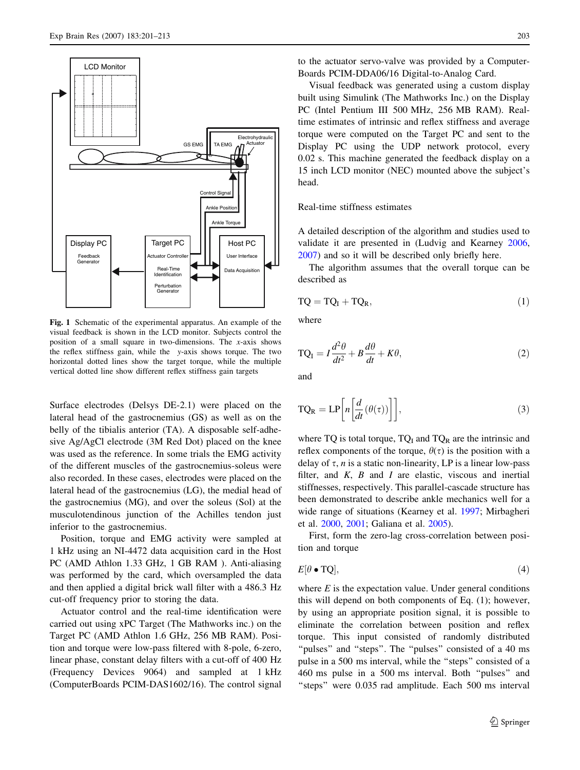**Fig. 1** Schematic of the experimental apparatus. An example of the visual feedback is shown in the LCD monitor. Subjects control the position of a small square in two-dimensions. The *x*-axis shows the reflex stiffness gain, while the *y*-axis shows torque. The two horizontal dotted lines show the target torque, while the multiple vertical dotted line show different reflex stiffness gain targets

Surface electrodes (Delsys DE-2.1) were placed on the lateral head of the gastrocnemius (GS) as well as on the belly of the tibialis anterior (TA). A disposable self-adhesive Ag/AgCl electrode (3M Red Dot) placed on the knee was used as the reference. In some trials the EMG activity of the different muscles of the gastrocnemius-soleus were also recorded. In these cases, electrodes were placed on the lateral head of the gastrocnemius (LG), the medial head of the gastrocnemius (MG), and over the soleus (Sol) at the musculotendinous junction of the Achilles tendon just inferior to the gastrocnemius.

Position, torque and EMG activity were sampled at 1 kHz using an NI-4472 data acquisition card in the Host PC (AMD Athlon 1.33 GHz, 1 GB RAM ). Anti-aliasing was performed by the card, which oversampled the data and then applied a digital brick wall filter with a 486.3 Hz cut-off frequency prior to storing the data.

Actuator control and the real-time identification were carried out using xPC Target (The Mathworks inc.) on the Target PC (AMD Athlon 1.6 GHz, 256 MB RAM). Position and torque were low-pass filtered with 8-pole, 6-zero, linear phase, constant delay filters with a cut-off of 400 Hz (Frequency Devices 9064) and sampled at 1 kHz (ComputerBoards PCIM-DAS1602/16). The control signal to the actuator servo-valve was provided by a ComputerBoards PCIM-DDA06/16 Digital-to-Analog Card.

Visual feedback was generated using a custom display built using Simulink (The Mathworks Inc.) on the Display PC (Intel Pentium III 500 MHz, 256 MB RAM). Real-time estimates of intrinsic and reflex stiffness and average torque were computed on the Target PC and sent to the Display PC using the UDP network protocol, every 0.02 s. This machine generated the feedback display on a 15 inch LCD monitor (NEC) mounted above the subject's head.

### Real-time stiffness estimates

A detailed description of the algorithm and studies used to validate it are presented in (Ludvig and Kearney 2006, 2007) and so it will be described only briefly here.

The algorithm assumes that the overall torque can be described as

$$\mathrm{TQ} = \mathrm{TQ_I} + \mathrm{TQ_R}, \tag{1}$$

where

$$\mathrm{TQ_I} = I\frac{d^2\theta}{dt^2} + B\frac{d\theta}{dt} + K\theta, \tag{2}$$

and

$$\mathrm{TQ_R} = \mathrm{LP}\left[n\left[\frac{d}{dt}(\theta(\tau))\right]\right], \tag{3}$$

where TQ is total torque, $\mathrm{TQ_I}$ and $\mathrm{TQ_R}$ are the intrinsic and reflex components of the torque, $\theta(\tau)$ is the position with a delay of $\tau$, $n$ is a static non-linearity, LP is a linear low-pass filter, and $K$, $B$ and $I$ are elastic, viscous and inertial stiffnesses, respectively. This parallel-cascade structure has been demonstrated to describe ankle mechanics well for a wide range of situations (Kearney et al. 1997; Mirbagheri et al. 2000, 2001; Galiana et al. 2005).

First, form the zero-lag cross-correlation between position and torque

$$E[\theta \bullet \mathrm{TQ}], \tag{4}$$

where $E$ is the expectation value. Under general conditions this will depend on both components of Eq. (1); however, by using an appropriate position signal, it is possible to eliminate the correlation between position and reflex torque. This input consisted of randomly distributed "pulses" and "steps". The "pulses" consisted of a 40 ms pulse in a 500 ms interval, while the "steps" consisted of a 460 ms pulse in a 500 ms interval. Both "pulses" and "steps" were 0.035 rad amplitude. Each 500 ms interval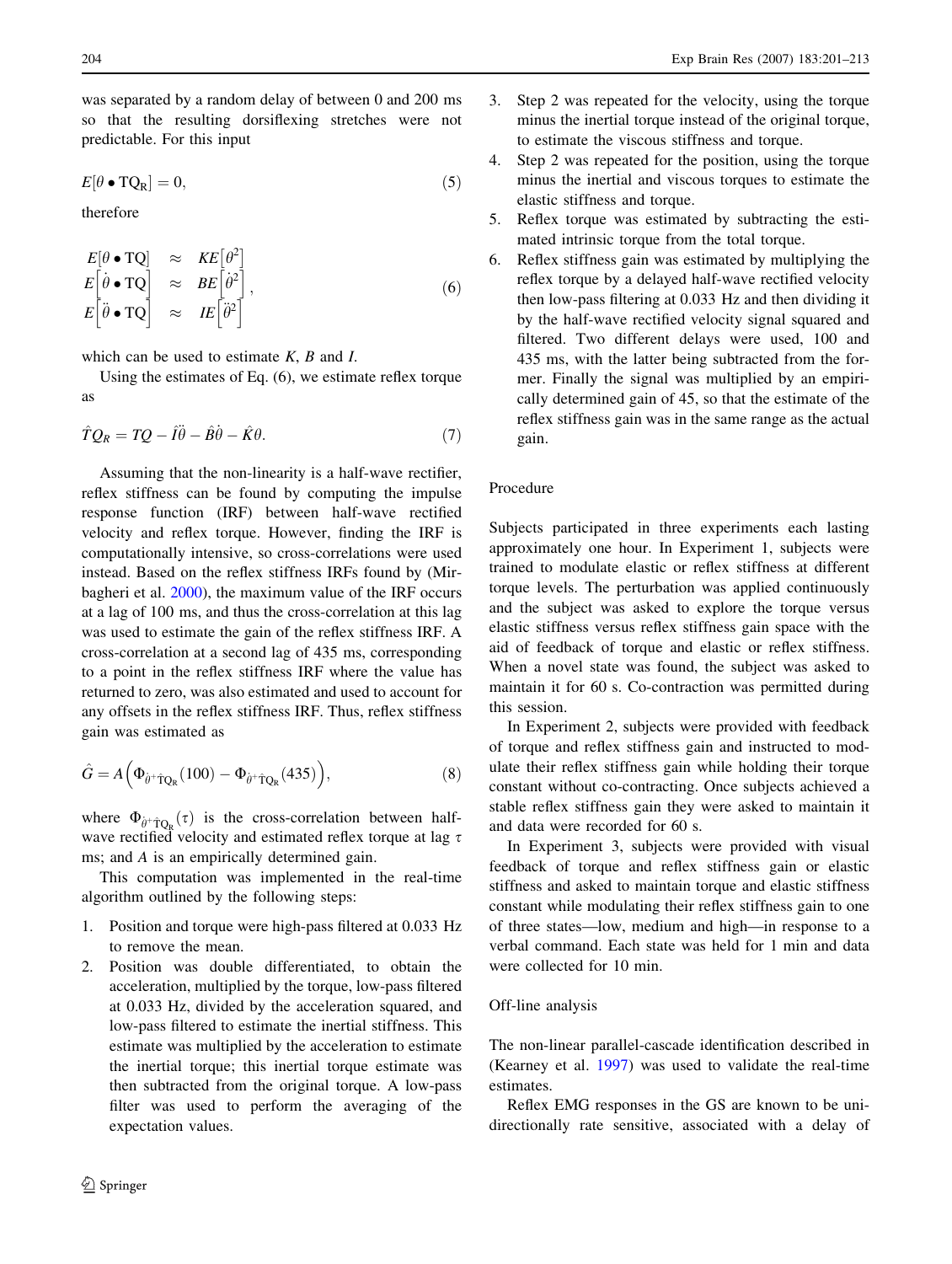was separated by a random delay of between 0 and 200 ms so that the resulting dorsiflexing stretches were not predictable. For this input

$$E[\theta \bullet \mathrm{TQ_R}] = 0, \tag{5}$$

therefore

$$\begin{array}{lcl} E[\theta \bullet \mathrm{TQ}] & \approx & KE\left[\theta^2\right] \\ E\left[\dot{\theta} \bullet \mathrm{TQ}\right] & \approx & BE\left[\dot{\theta}^2\right] \\ E\left[\ddot{\theta} \bullet \mathrm{TQ}\right] & \approx & IE\left[\ddot{\theta}^2\right] \end{array}, \tag{6}$$

which can be used to estimate $K$, $B$ and $I$.

Using the estimates of Eq. (6), we estimate reflex torque as

$$\hat{T}Q_R = TQ - \hat{I}\ddot{\theta} - \hat{B}\dot{\theta} - \hat{K}\theta. \tag{7}$$

Assuming that the non-linearity is a half-wave rectifier, reflex stiffness can be found by computing the impulse response function (IRF) between half-wave rectified velocity and reflex torque. However, finding the IRF is computationally intensive, so cross-correlations were used instead. Based on the reflex stiffness IRFs found by (Mirbagheri et al. 2000), the maximum value of the IRF occurs at a lag of 100 ms, and thus the cross-correlation at this lag was used to estimate the gain of the reflex stiffness IRF. A cross-correlation at a second lag of 435 ms, corresponding to a point in the reflex stiffness IRF where the value has returned to zero, was also estimated and used to account for any offsets in the reflex stiffness IRF. Thus, reflex stiffness gain was estimated as

$$\hat{G} = A\left(\Phi_{\dot{\theta}^+\hat{\mathrm{T}}\mathrm{Q_R}}(100) - \Phi_{\dot{\theta}^+\hat{\mathrm{T}}\mathrm{Q_R}}(435)\right), \tag{8}$$

where $\Phi_{\dot{\theta}^+\hat{\mathrm{T}}\mathrm{Q_R}}(\tau)$ is the cross-correlation between half-wave rectified velocity and estimated reflex torque at lag $\tau$ ms; and $A$ is an empirically determined gain.

This computation was implemented in the real-time algorithm outlined by the following steps:

1. Position and torque were high-pass filtered at 0.033 Hz to remove the mean.
2. Position was double differentiated, to obtain the acceleration, multiplied by the torque, low-pass filtered at 0.033 Hz, divided by the acceleration squared, and low-pass filtered to estimate the inertial stiffness. This estimate was multiplied by the acceleration to estimate the inertial torque; this inertial torque estimate was then subtracted from the original torque. A low-pass filter was used to perform the averaging of the expectation values.
3. Step 2 was repeated for the velocity, using the torque minus the inertial torque instead of the original torque, to estimate the viscous stiffness and torque.
4. Step 2 was repeated for the position, using the torque minus the inertial and viscous torques to estimate the elastic stiffness and torque.
5. Reflex torque was estimated by subtracting the estimated intrinsic torque from the total torque.
6. Reflex stiffness gain was estimated by multiplying the reflex torque by a delayed half-wave rectified velocity then low-pass filtering at 0.033 Hz and then dividing it by the half-wave rectified velocity signal squared and filtered. Two different delays were used, 100 and 435 ms, with the latter being subtracted from the former. Finally the signal was multiplied by an empirically determined gain of 45, so that the estimate of the reflex stiffness gain was in the same range as the actual gain.

### Procedure

Subjects participated in three experiments each lasting approximately one hour. In Experiment 1, subjects were trained to modulate elastic or reflex stiffness at different torque levels. The perturbation was applied continuously and the subject was asked to explore the torque versus elastic stiffness versus reflex stiffness gain space with the aid of feedback of torque and elastic or reflex stiffness. When a novel state was found, the subject was asked to maintain it for 60 s. Co-contraction was permitted during this session.

In Experiment 2, subjects were provided with feedback of torque and reflex stiffness gain and instructed to modulate their reflex stiffness gain while holding their torque constant without co-contracting. Once subjects achieved a stable reflex stiffness gain they were asked to maintain it and data were recorded for 60 s.

In Experiment 3, subjects were provided with visual feedback of torque and reflex stiffness gain or elastic stiffness and asked to maintain torque and elastic stiffness constant while modulating their reflex stiffness gain to one of three states—low, medium and high—in response to a verbal command. Each state was held for 1 min and data were collected for 10 min.

### Off-line analysis

The non-linear parallel-cascade identification described in (Kearney et al. 1997) was used to validate the real-time estimates.

Reflex EMG responses in the GS are known to be unidirectionally rate sensitive, associated with a delay of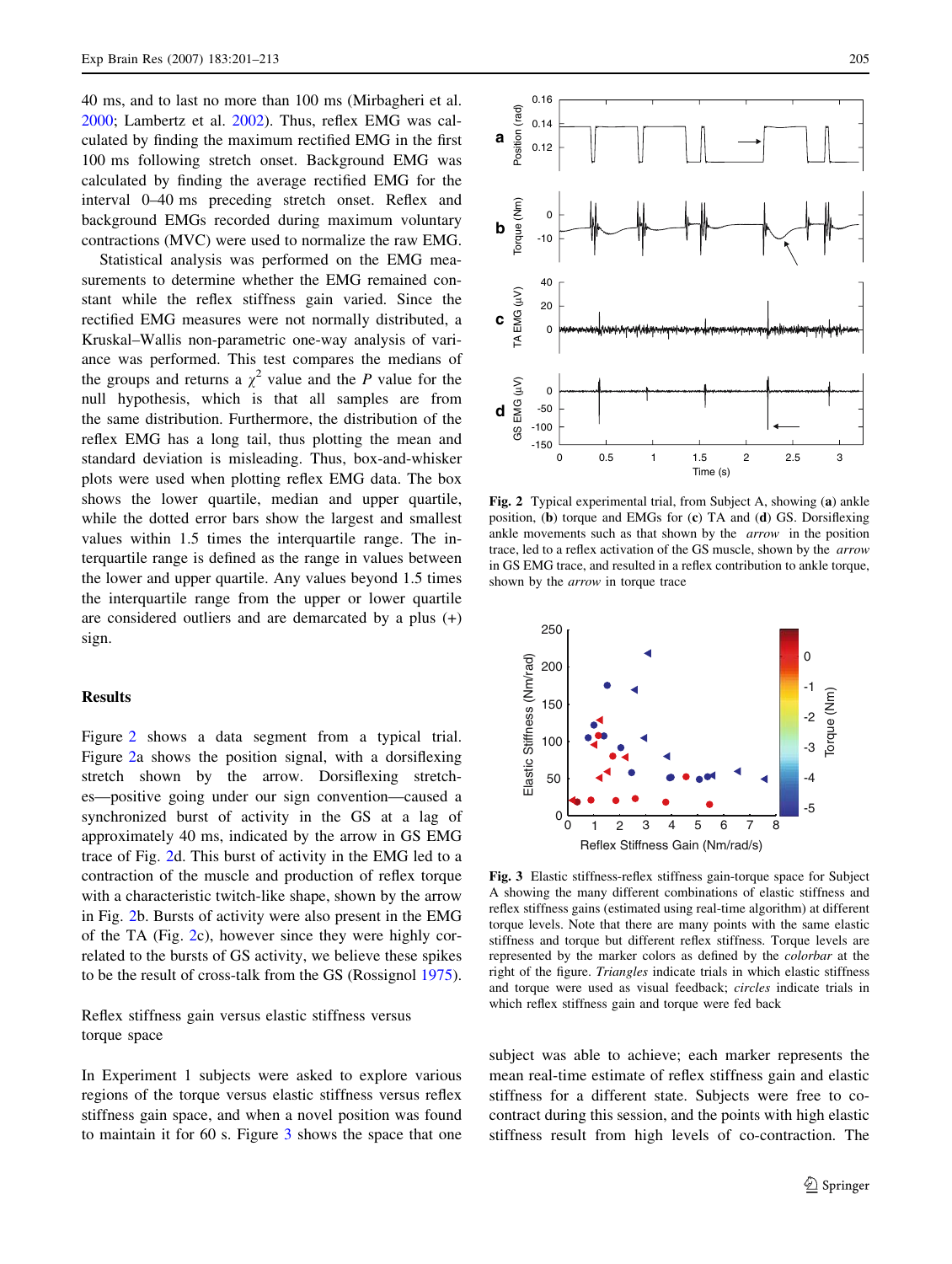40 ms, and to last no more than 100 ms (Mirbagheri et al. 2000; Lambertz et al. 2002). Thus, reflex EMG was calculated by finding the maximum rectified EMG in the first 100 ms following stretch onset. Background EMG was calculated by finding the average rectified EMG for the interval 0–40 ms preceding stretch onset. Reflex and background EMGs recorded during maximum voluntary contractions (MVC) were used to normalize the raw EMG.

Statistical analysis was performed on the EMG measurements to determine whether the EMG remained constant while the reflex stiffness gain varied. Since the rectified EMG measures were not normally distributed, a Kruskal–Wallis non-parametric one-way analysis of variance was performed. This test compares the medians of the groups and returns a $\chi^2$ value and the $P$ value for the null hypothesis, which is that all samples are from the same distribution. Furthermore, the distribution of the reflex EMG has a long tail, thus plotting the mean and standard deviation is misleading. Thus, box-and-whisker plots were used when plotting reflex EMG data. The box shows the lower quartile, median and upper quartile, while the dotted error bars show the largest and smallest values within 1.5 times the interquartile range. The interquartile range is defined as the range in values between the lower and upper quartile. Any values beyond 1.5 times the interquartile range from the upper or lower quartile are considered outliers and are demarcated by a plus (+) sign.

## Results

Figure 2 shows a data segment from a typical trial. Figure 2a shows the position signal, with a dorsiflexing stretch shown by the arrow. Dorsiflexing stretches—positive going under our sign convention—caused a synchronized burst of activity in the GS at a lag of approximately 40 ms, indicated by the arrow in GS EMG trace of Fig. 2d. This burst of activity in the EMG led to a contraction of the muscle and production of reflex torque with a characteristic twitch-like shape, shown by the arrow in Fig. 2b. Bursts of activity were also present in the EMG of the TA (Fig. 2c), however since they were highly correlated to the bursts of GS activity, we believe these spikes to be the result of cross-talk from the GS (Rossignol 1975).

**Fig. 2** Typical experimental trial, from Subject A, showing (**a**) ankle position, (**b**) torque and EMGs for (**c**) TA and (**d**) GS. Dorsiflexing ankle movements such as that shown by the *arrow* in the position trace, led to a reflex activation of the GS muscle, shown by the *arrow* in GS EMG trace, and resulted in a reflex contribution to ankle torque, shown by the *arrow* in torque trace

**Fig. 3** Elastic stiffness-reflex stiffness gain-torque space for Subject A showing the many different combinations of elastic stiffness and reflex stiffness gains (estimated using real-time algorithm) at different torque levels. Note that there are many points with the same elastic stiffness and torque but different reflex stiffness. Torque levels are represented by the marker colors as defined by the *colorbar* at the right of the figure. *Triangles* indicate trials in which elastic stiffness and torque were used as visual feedback; *circles* indicate trials in which reflex stiffness gain and torque were fed back

### Reflex stiffness gain versus elastic stiffness versus torque space

In Experiment 1 subjects were asked to explore various regions of the torque versus elastic stiffness versus reflex stiffness gain space, and when a novel position was found to maintain it for 60 s. Figure 3 shows the space that one subject was able to achieve; each marker represents the mean real-time estimate of reflex stiffness gain and elastic stiffness for a different state. Subjects were free to co-contract during this session, and the points with high elastic stiffness result from high levels of co-contraction. The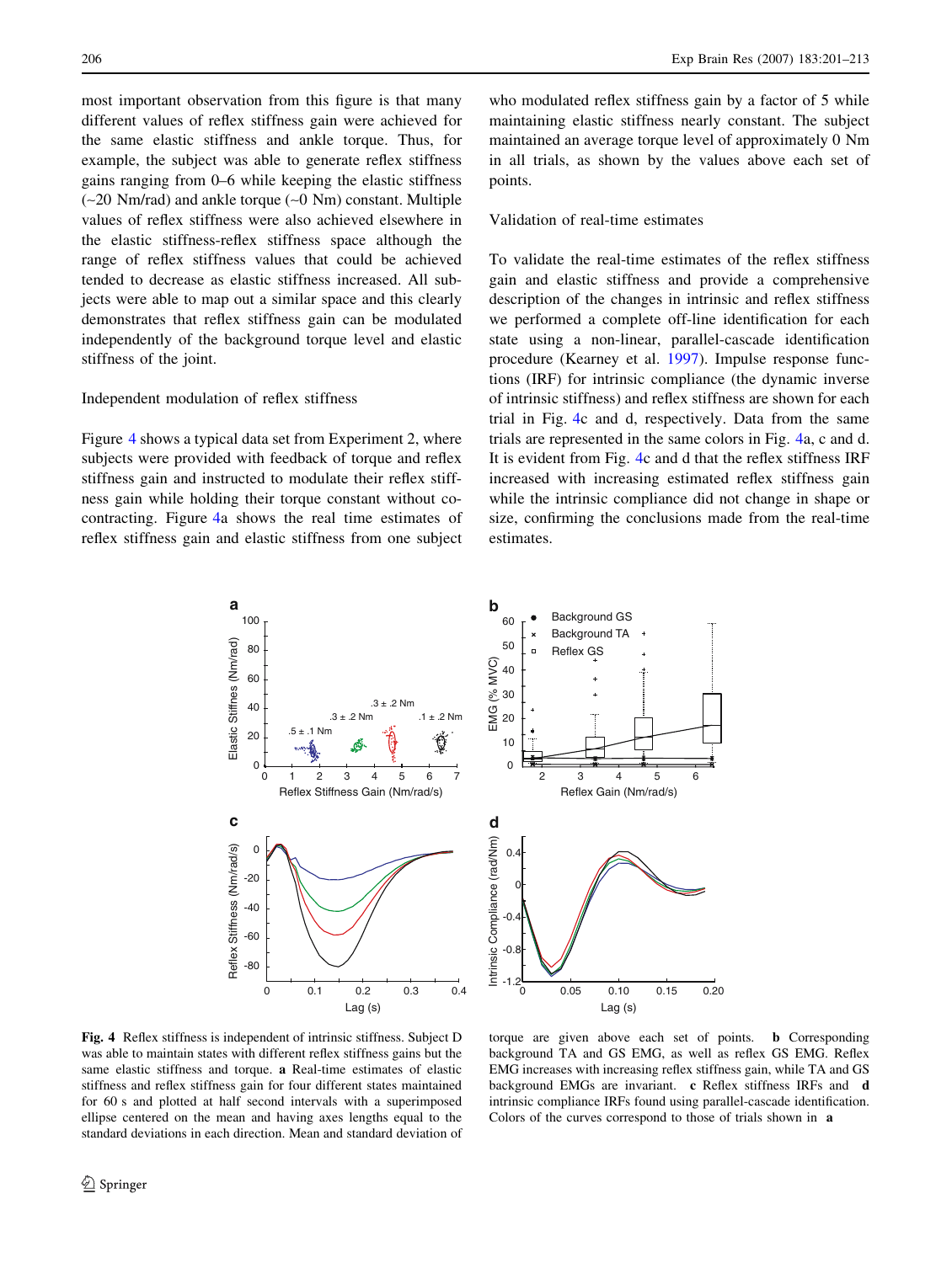most important observation from this figure is that many different values of reflex stiffness gain were achieved for the same elastic stiffness and ankle torque. Thus, for example, the subject was able to generate reflex stiffness gains ranging from 0–6 while keeping the elastic stiffness (~20 Nm/rad) and ankle torque (~0 Nm) constant. Multiple values of reflex stiffness were also achieved elsewhere in the elastic stiffness-reflex stiffness space although the range of reflex stiffness values that could be achieved tended to decrease as elastic stiffness increased. All subjects were able to map out a similar space and this clearly demonstrates that reflex stiffness gain can be modulated independently of the background torque level and elastic stiffness of the joint.

### Independent modulation of reflex stiffness

Figure 4 shows a typical data set from Experiment 2, where subjects were provided with feedback of torque and reflex stiffness gain and instructed to modulate their reflex stiffness gain while holding their torque constant without co-contracting. Figure 4a shows the real time estimates of reflex stiffness gain and elastic stiffness from one subject who modulated reflex stiffness gain by a factor of 5 while maintaining elastic stiffness nearly constant. The subject maintained an average torque level of approximately 0 Nm in all trials, as shown by the values above each set of points.

### Validation of real-time estimates

To validate the real-time estimates of the reflex stiffness gain and elastic stiffness and provide a comprehensive description of the changes in intrinsic and reflex stiffness we performed a complete off-line identification for each state using a non-linear, parallel-cascade identification procedure (Kearney et al. 1997). Impulse response functions (IRF) for intrinsic compliance (the dynamic inverse of intrinsic stiffness) and reflex stiffness are shown for each trial in Fig. 4c and d, respectively. Data from the same trials are represented in the same colors in Fig. 4a, c and d. It is evident from Fig. 4c and d that the reflex stiffness IRF increased with increasing estimated reflex stiffness gain while the intrinsic compliance did not change in shape or size, confirming the conclusions made from the real-time estimates.

**Fig. 4** Reflex stiffness is independent of intrinsic stiffness. Subject D was able to maintain states with different reflex stiffness gains but the same elastic stiffness and torque. **a** Real-time estimates of elastic stiffness and reflex stiffness gain for four different states maintained for 60 s and plotted at half second intervals with a superimposed ellipse centered on the mean and having axes lengths equal to the standard deviations in each direction. Mean and standard deviation of torque are given above each set of points. **b** Corresponding background TA and GS EMG, as well as reflex GS EMG. Reflex EMG increases with increasing reflex stiffness gain, while TA and GS background EMGs are invariant. **c** Reflex stiffness IRFs and **d** intrinsic compliance IRFs found using parallel-cascade identification. Colors of the curves correspond to those of trials shown in **a**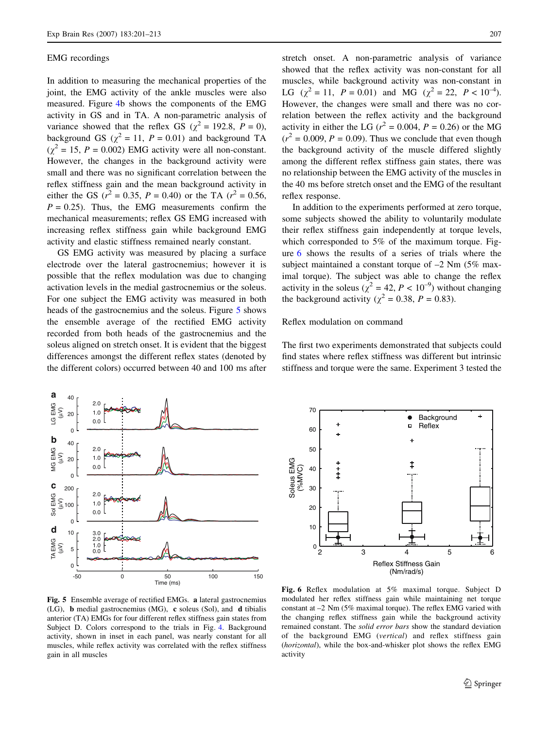## EMG recordings

In addition to measuring the mechanical properties of the joint, the EMG activity of the ankle muscles were also measured. Figure 4b shows the components of the EMG activity in GS and in TA. A non-parametric analysis of variance showed that the reflex GS ($\chi^2 = 192.8$, $P = 0$), background GS ($\chi^2 = 11$, $P = 0.01$) and background TA ($\chi^2 = 15$, $P = 0.002$) EMG activity were all non-constant. However, the changes in the background activity were small and there was no significant correlation between the reflex stiffness gain and the mean background activity in either the GS ($r^2 = 0.35$, $P = 0.40$) or the TA ($r^2 = 0.56$, $P = 0.25$). Thus, the EMG measurements confirm the mechanical measurements; reflex GS EMG increased with increasing reflex stiffness gain while background EMG activity and elastic stiffness remained nearly constant.

GS EMG activity was measured by placing a surface electrode over the lateral gastrocnemius; however it is possible that the reflex modulation was due to changing activation levels in the medial gastrocnemius or the soleus. For one subject the EMG activity was measured in both heads of the gastrocnemius and the soleus. Figure 5 shows the ensemble average of the rectified EMG activity recorded from both heads of the gastrocnemius and the soleus aligned on stretch onset. It is evident that the biggest differences amongst the different reflex states (denoted by the different colors) occurred between 40 and 100 ms after stretch onset. A non-parametric analysis of variance showed that the reflex activity was non-constant for all muscles, while background activity was non-constant in LG ($\chi^2 = 11$, $P = 0.01$) and MG ($\chi^2 = 22$, $P < 10^{-4}$). However, the changes were small and there was no correlation between the reflex activity and the background activity in either the LG ($r^2 = 0.004$, $P = 0.26$) or the MG ($r^2 = 0.009$, $P = 0.09$). Thus we conclude that even though the background activity of the muscle differed slightly among the different reflex stiffness gain states, there was no relationship between the EMG activity of the muscles in the 40 ms before stretch onset and the EMG of the resultant reflex response.

In addition to the experiments performed at zero torque, some subjects showed the ability to voluntarily modulate their reflex stiffness gain independently at torque levels, which corresponded to 5% of the maximum torque. Figure 6 shows the results of a series of trials where the subject maintained a constant torque of –2 Nm (5% maximal torque). The subject was able to change the reflex activity in the soleus ($\chi^2 = 42$, $P < 10^{-9}$) without changing the background activity ($\chi^2 = 0.38$, $P = 0.83$).

## Reflex modulation on command

The first two experiments demonstrated that subjects could find states where reflex stiffness was different but intrinsic stiffness and torque were the same. Experiment 3 tested the

**Fig. 5** Ensemble average of rectified EMGs. **a** lateral gastrocnemius (LG), **b** medial gastrocnemius (MG), **c** soleus (Sol), and **d** tibialis anterior (TA) EMGs for four different reflex stiffness gain states from Subject D. Colors correspond to the trials in Fig. 4. Background activity, shown in inset in each panel, was nearly constant for all muscles, while reflex activity was correlated with the reflex stiffness gain in all muscles

**Fig. 6** Reflex modulation at 5% maximal torque. Subject D modulated her reflex stiffness gain while maintaining net torque constant at –2 Nm (5% maximal torque). The reflex EMG varied with the changing reflex stiffness gain while the background activity remained constant. The *solid error bars* show the standard deviation of the background EMG (*vertical*) and reflex stiffness gain (*horizontal*), while the box-and-whisker plot shows the reflex EMG activity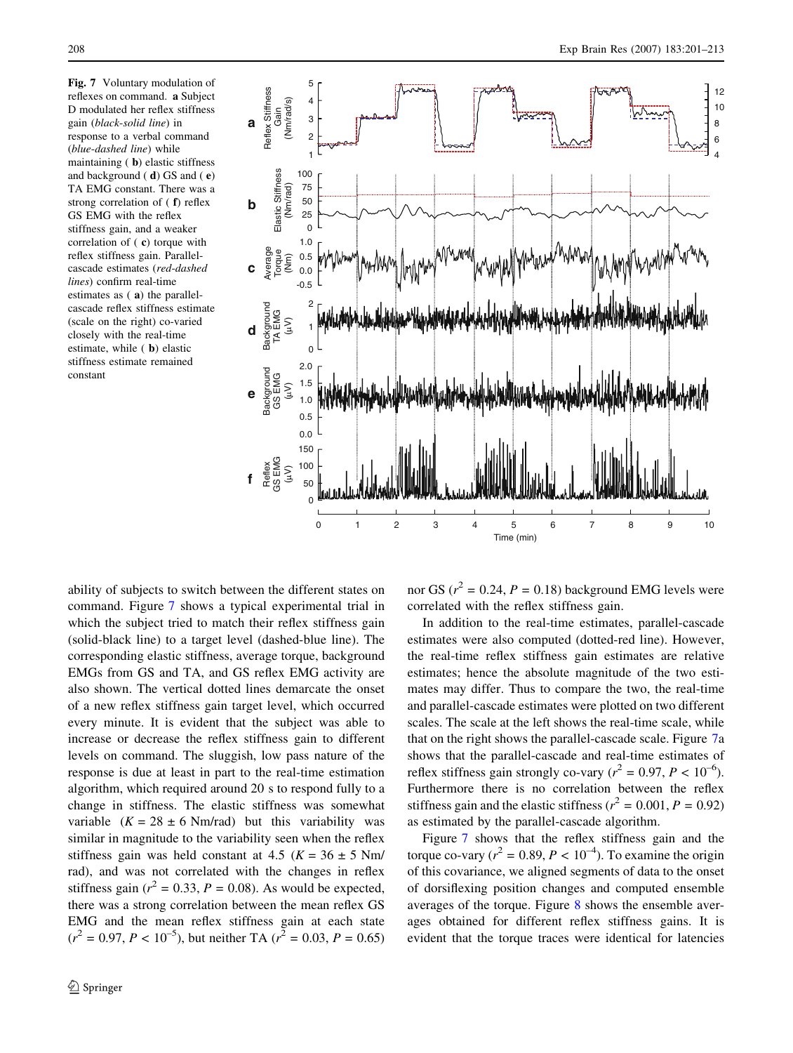**Fig. 7** Voluntary modulation of reflexes on command. **a** Subject D modulated her reflex stiffness gain (*black-solid line*) in response to a verbal command (*blue-dashed line*) while maintaining (**b**) elastic stiffness and background (**d**) GS and (**e**) TA EMG constant. There was a strong correlation of (**f**) reflex GS EMG with the reflex stiffness gain, and a weaker correlation of (**c**) torque with reflex stiffness gain. Parallel-cascade estimates (*red-dashed lines*) confirm real-time estimates as (**a**) the parallel-cascade reflex stiffness estimate (scale on the right) co-varied closely with the real-time estimate, while (**b**) elastic stiffness estimate remained constant

ability of subjects to switch between the different states on command. Figure 7 shows a typical experimental trial in which the subject tried to match their reflex stiffness gain (solid-black line) to a target level (dashed-blue line). The corresponding elastic stiffness, average torque, background EMGs from GS and TA, and GS reflex EMG activity are also shown. The vertical dotted lines demarcate the onset of a new reflex stiffness gain target level, which occurred every minute. It is evident that the subject was able to increase or decrease the reflex stiffness gain to different levels on command. The sluggish, low pass nature of the response is due at least in part to the real-time estimation algorithm, which required around 20 s to respond fully to a change in stiffness. The elastic stiffness was somewhat variable ($K = 28 \pm 6$ Nm/rad) but this variability was similar in magnitude to the variability seen when the reflex stiffness gain was held constant at 4.5 ($K = 36 \pm 5$ Nm/rad), and was not correlated with the changes in reflex stiffness gain ($r^2 = 0.33$, $P = 0.08$). As would be expected, there was a strong correlation between the mean reflex GS EMG and the mean reflex stiffness gain at each state ($r^2 = 0.97$, $P < 10^{-5}$), but neither TA ($r^2 = 0.03$, $P = 0.65$) nor GS ($r^2 = 0.24$, $P = 0.18$) background EMG levels were correlated with the reflex stiffness gain.

In addition to the real-time estimates, parallel-cascade estimates were also computed (dotted-red line). However, the real-time reflex stiffness gain estimates are relative estimates; hence the absolute magnitude of the two estimates may differ. Thus to compare the two, the real-time and parallel-cascade estimates were plotted on two different scales. The scale at the left shows the real-time scale, while that on the right shows the parallel-cascade scale. Figure 7a shows that the parallel-cascade and real-time estimates of reflex stiffness gain strongly co-vary ($r^2 = 0.97$, $P < 10^{-6}$). Furthermore there is no correlation between the reflex stiffness gain and the elastic stiffness ($r^2 = 0.001$, $P = 0.92$) as estimated by the parallel-cascade algorithm.

Figure 7 shows that the reflex stiffness gain and the torque co-vary ($r^2 = 0.89$, $P < 10^{-4}$). To examine the origin of this covariance, we aligned segments of data to the onset of dorsiflexing position changes and computed ensemble averages of the torque. Figure 8 shows the ensemble averages obtained for different reflex stiffness gains. It is evident that the torque traces were identical for latencies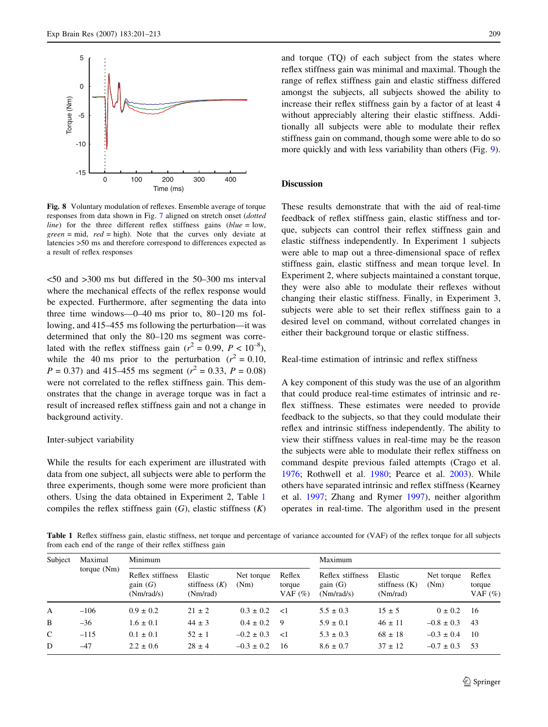Fig. 8 Voluntary modulation of reflexes. Ensemble average of torque responses from data shown in Fig. 7 aligned on stretch onset (*dotted line*) for the three different reflex stiffness gains (*blue* = low, *green* = mid, *red* = high). Note that the curves only deviate at latencies >50 ms and therefore correspond to differences expected as a result of reflex responses

<50 and >300 ms but differed in the 50–300 ms interval where the mechanical effects of the reflex response would be expected. Furthermore, after segmenting the data into three time windows—0–40 ms prior to, 80–120 ms following, and 415–455 ms following the perturbation—it was determined that only the 80–120 ms segment was correlated with the reflex stiffness gain ($r^2 = 0.99$, $P < 10^{-8}$), while the 40 ms prior to the perturbation ($r^2 = 0.10$, $P = 0.37$) and 415–455 ms segment ($r^2 = 0.33$, $P = 0.08$) were not correlated to the reflex stiffness gain. This demonstrates that the change in average torque was in fact a result of increased reflex stiffness gain and not a change in background activity.

### Inter-subject variability

While the results for each experiment are illustrated with data from one subject, all subjects were able to perform the three experiments, though some were more proficient than others. Using the data obtained in Experiment 2, Table 1 compiles the reflex stiffness gain ($G$), elastic stiffness ($K$) and torque (TQ) of each subject from the states where reflex stiffness gain was minimal and maximal. Though the range of reflex stiffness gain and elastic stiffness differed amongst the subjects, all subjects showed the ability to increase their reflex stiffness gain by a factor of at least 4 without appreciably altering their elastic stiffness. Additionally all subjects were able to modulate their reflex stiffness gain on command, though some were able to do so more quickly and with less variability than others (Fig. 9).

## Discussion

These results demonstrate that with the aid of real-time feedback of reflex stiffness gain, elastic stiffness and torque, subjects can control their reflex stiffness gain and elastic stiffness independently. In Experiment 1 subjects were able to map out a three-dimensional space of reflex stiffness gain, elastic stiffness and mean torque level. In Experiment 2, where subjects maintained a constant torque, they were also able to modulate their reflexes without changing their elastic stiffness. Finally, in Experiment 3, subjects were able to set their reflex stiffness gain to a desired level on command, without correlated changes in either their background torque or elastic stiffness.

### Real-time estimation of intrinsic and reflex stiffness

A key component of this study was the use of an algorithm that could produce real-time estimates of intrinsic and reflex stiffness. These estimates were needed to provide feedback to the subjects, so that they could modulate their reflex and intrinsic stiffness independently. The ability to view their stiffness values in real-time may be the reason the subjects were able to modulate their reflex stiffness on command despite previous failed attempts (Crago et al. 1976; Rothwell et al. 1980; Pearce et al. 2003). While others have separated intrinsic and reflex stiffness (Kearney et al. 1997; Zhang and Rymer 1997), neither algorithm operates in real-time. The algorithm used in the present

**Table 1** Reflex stiffness gain, elastic stiffness, net torque and percentage of variance accounted for (VAF) of the reflex torque for all subjects from each end of the range of their reflex stiffness gain

| Subject | Maximal torque (Nm) | Minimum | | | | Maximum | | | |
|---|---|---|---|---|---|---|---|---|---|
| | | Reflex stiffness gain ($G$) (Nm/rad/s) | Elastic stiffness ($K$) (Nm/rad) | Net torque (Nm) | Reflex torque VAF (%) | Reflex stiffness gain (G) (Nm/rad/s) | Elastic stiffness (K) (Nm/rad) | Net torque (Nm) | Reflex torque VAF (%) |
| A | −106 | 0.9 ± 0.2 | 21 ± 2 | 0.3 ± 0.2 | <1 | 5.5 ± 0.3 | 15 ± 5 | 0 ± 0.2 | 16 |
| B | −36 | 1.6 ± 0.1 | 44 ± 3 | 0.4 ± 0.2 | 9 | 5.9 ± 0.1 | 46 ± 11 | −0.8 ± 0.3 | 43 |
| C | −115 | 0.1 ± 0.1 | 52 ± 1 | −0.2 ± 0.3 | <1 | 5.3 ± 0.3 | 68 ± 18 | −0.3 ± 0.4 | 10 |
| D | −47 | 2.2 ± 0.6 | 28 ± 4 | −0.3 ± 0.2 | 16 | 8.6 ± 0.7 | 37 ± 12 | −0.7 ± 0.3 | 53 |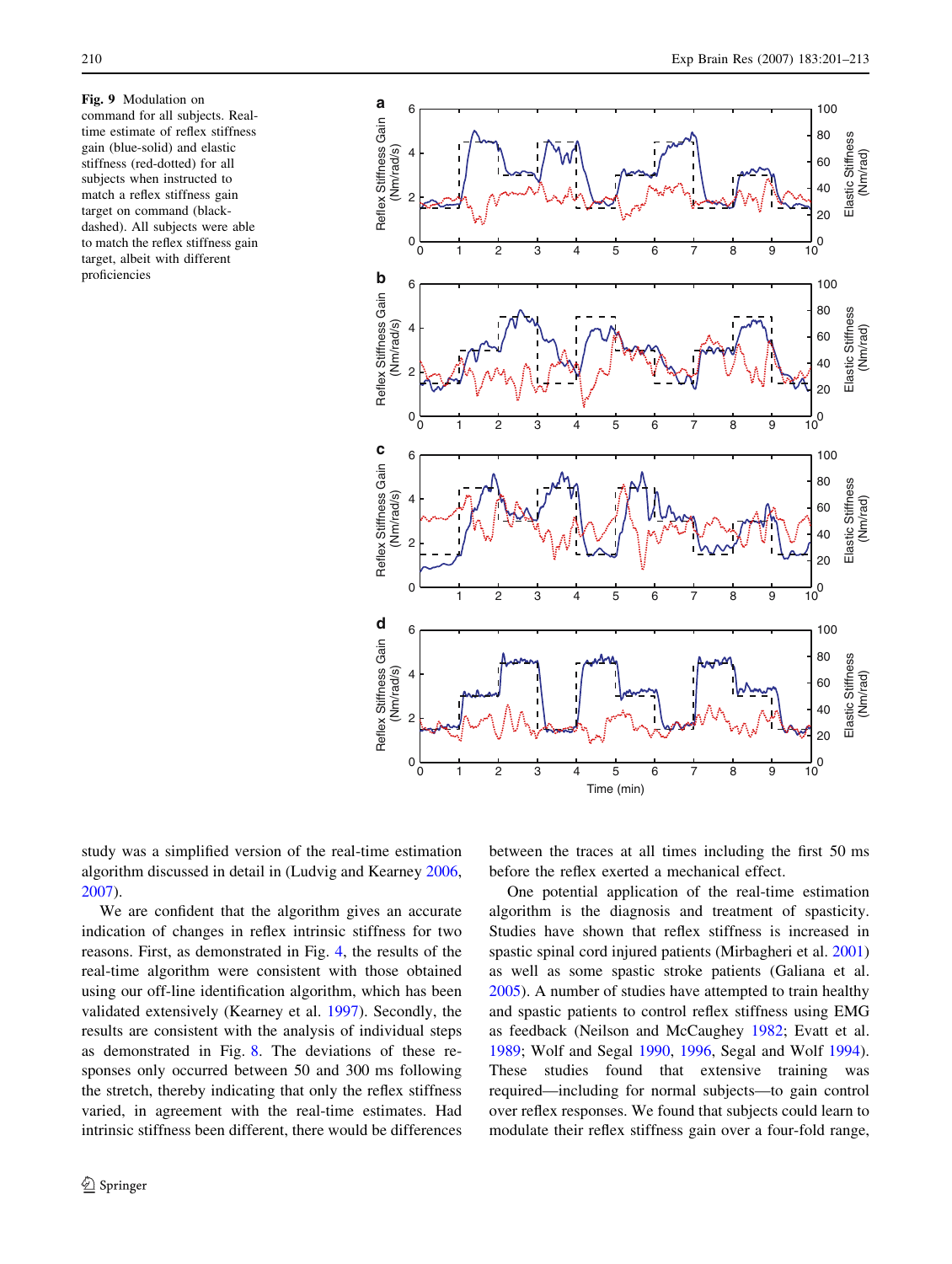**Fig. 9** Modulation on command for all subjects. Real-time estimate of reflex stiffness gain (blue-solid) and elastic stiffness (red-dotted) for all subjects when instructed to match a reflex stiffness gain target on command (black-dashed). All subjects were able to match the reflex stiffness gain target, albeit with different proficiencies

study was a simplified version of the real-time estimation algorithm discussed in detail in (Ludvig and Kearney 2006, 2007).

We are confident that the algorithm gives an accurate indication of changes in reflex intrinsic stiffness for two reasons. First, as demonstrated in Fig. 4, the results of the real-time algorithm were consistent with those obtained using our off-line identification algorithm, which has been validated extensively (Kearney et al. 1997). Secondly, the results are consistent with the analysis of individual steps as demonstrated in Fig. 8. The deviations of these responses only occurred between 50 and 300 ms following the stretch, thereby indicating that only the reflex stiffness varied, in agreement with the real-time estimates. Had intrinsic stiffness been different, there would be differences between the traces at all times including the first 50 ms before the reflex exerted a mechanical effect.

One potential application of the real-time estimation algorithm is the diagnosis and treatment of spasticity. Studies have shown that reflex stiffness is increased in spastic spinal cord injured patients (Mirbagheri et al. 2001) as well as some spastic stroke patients (Galiana et al. 2005). A number of studies have attempted to train healthy and spastic patients to control reflex stiffness using EMG as feedback (Neilson and McCaughey 1982; Evatt et al. 1989; Wolf and Segal 1990, 1996, Segal and Wolf 1994). These studies found that extensive training was required—including for normal subjects—to gain control over reflex responses. We found that subjects could learn to modulate their reflex stiffness gain over a four-fold range,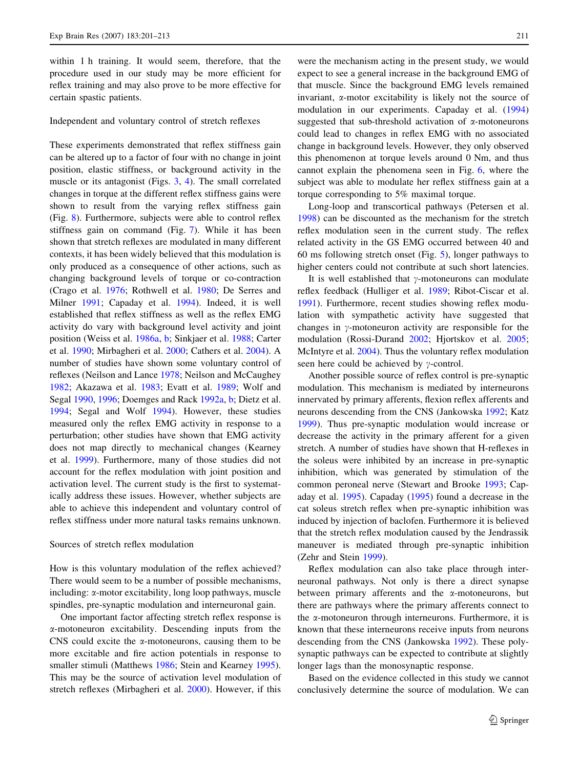within 1 h training. It would seem, therefore, that the procedure used in our study may be more efficient for reflex training and may also prove to be more effective for certain spastic patients.

### Independent and voluntary control of stretch reflexes

These experiments demonstrated that reflex stiffness gain can be altered up to a factor of four with no change in joint position, elastic stiffness, or background activity in the muscle or its antagonist (Figs. 3, 4). The small correlated changes in torque at the different reflex stiffness gains were shown to result from the varying reflex stiffness gain (Fig. 8). Furthermore, subjects were able to control reflex stiffness gain on command (Fig. 7). While it has been shown that stretch reflexes are modulated in many different contexts, it has been widely believed that this modulation is only produced as a consequence of other actions, such as changing background levels of torque or co-contraction (Crago et al. 1976; Rothwell et al. 1980; De Serres and Milner 1991; Capaday et al. 1994). Indeed, it is well established that reflex stiffness as well as the reflex EMG activity do vary with background level activity and joint position (Weiss et al. 1986a, b; Sinkjaer et al. 1988; Carter et al. 1990; Mirbagheri et al. 2000; Cathers et al. 2004). A number of studies have shown some voluntary control of reflexes (Neilson and Lance 1978; Neilson and McCaughey 1982; Akazawa et al. 1983; Evatt et al. 1989; Wolf and Segal 1990, 1996; Doemges and Rack 1992a, b; Dietz et al. 1994; Segal and Wolf 1994). However, these studies measured only the reflex EMG activity in response to a perturbation; other studies have shown that EMG activity does not map directly to mechanical changes (Kearney et al. 1999). Furthermore, many of those studies did not account for the reflex modulation with joint position and activation level. The current study is the first to systematically address these issues. However, whether subjects are able to achieve this independent and voluntary control of reflex stiffness under more natural tasks remains unknown.

### Sources of stretch reflex modulation

How is this voluntary modulation of the reflex achieved? There would seem to be a number of possible mechanisms, including: α-motor excitability, long loop pathways, muscle spindles, pre-synaptic modulation and interneuronal gain.

One important factor affecting stretch reflex response is α-motoneuron excitability. Descending inputs from the CNS could excite the α-motoneurons, causing them to be more excitable and fire action potentials in response to smaller stimuli (Matthews 1986; Stein and Kearney 1995). This may be the source of activation level modulation of stretch reflexes (Mirbagheri et al. 2000). However, if this were the mechanism acting in the present study, we would expect to see a general increase in the background EMG of that muscle. Since the background EMG levels remained invariant, α-motor excitability is likely not the source of modulation in our experiments. Capaday et al. (1994) suggested that sub-threshold activation of α-motoneurons could lead to changes in reflex EMG with no associated change in background levels. However, they only observed this phenomenon at torque levels around 0 Nm, and thus cannot explain the phenomena seen in Fig. 6, where the subject was able to modulate her reflex stiffness gain at a torque corresponding to 5% maximal torque.

Long-loop and transcortical pathways (Petersen et al. 1998) can be discounted as the mechanism for the stretch reflex modulation seen in the current study. The reflex related activity in the GS EMG occurred between 40 and 60 ms following stretch onset (Fig. 5), longer pathways to higher centers could not contribute at such short latencies.

It is well established that γ-motoneurons can modulate reflex feedback (Hulliger et al. 1989; Ribot-Ciscar et al. 1991). Furthermore, recent studies showing reflex modulation with sympathetic activity have suggested that changes in γ-motoneuron activity are responsible for the modulation (Rossi-Durand 2002; Hjortskov et al. 2005; McIntyre et al. 2004). Thus the voluntary reflex modulation seen here could be achieved by γ-control.

Another possible source of reflex control is pre-synaptic modulation. This mechanism is mediated by interneurons innervated by primary afferents, flexion reflex afferents and neurons descending from the CNS (Jankowska 1992; Katz 1999). Thus pre-synaptic modulation would increase or decrease the activity in the primary afferent for a given stretch. A number of studies have shown that H-reflexes in the soleus were inhibited by an increase in pre-synaptic inhibition, which was generated by stimulation of the common peroneal nerve (Stewart and Brooke 1993; Capaday et al. 1995). Capaday (1995) found a decrease in the cat soleus stretch reflex when pre-synaptic inhibition was induced by injection of baclofen. Furthermore it is believed that the stretch reflex modulation caused by the Jendrassik maneuver is mediated through pre-synaptic inhibition (Zehr and Stein 1999).

Reflex modulation can also take place through interneuronal pathways. Not only is there a direct synapse between primary afferents and the α-motoneurons, but there are pathways where the primary afferents connect to the α-motoneuron through interneurons. Furthermore, it is known that these interneurons receive inputs from neurons descending from the CNS (Jankowska 1992). These polysynaptic pathways can be expected to contribute at slightly longer lags than the monosynaptic response.

Based on the evidence collected in this study we cannot conclusively determine the source of modulation. We can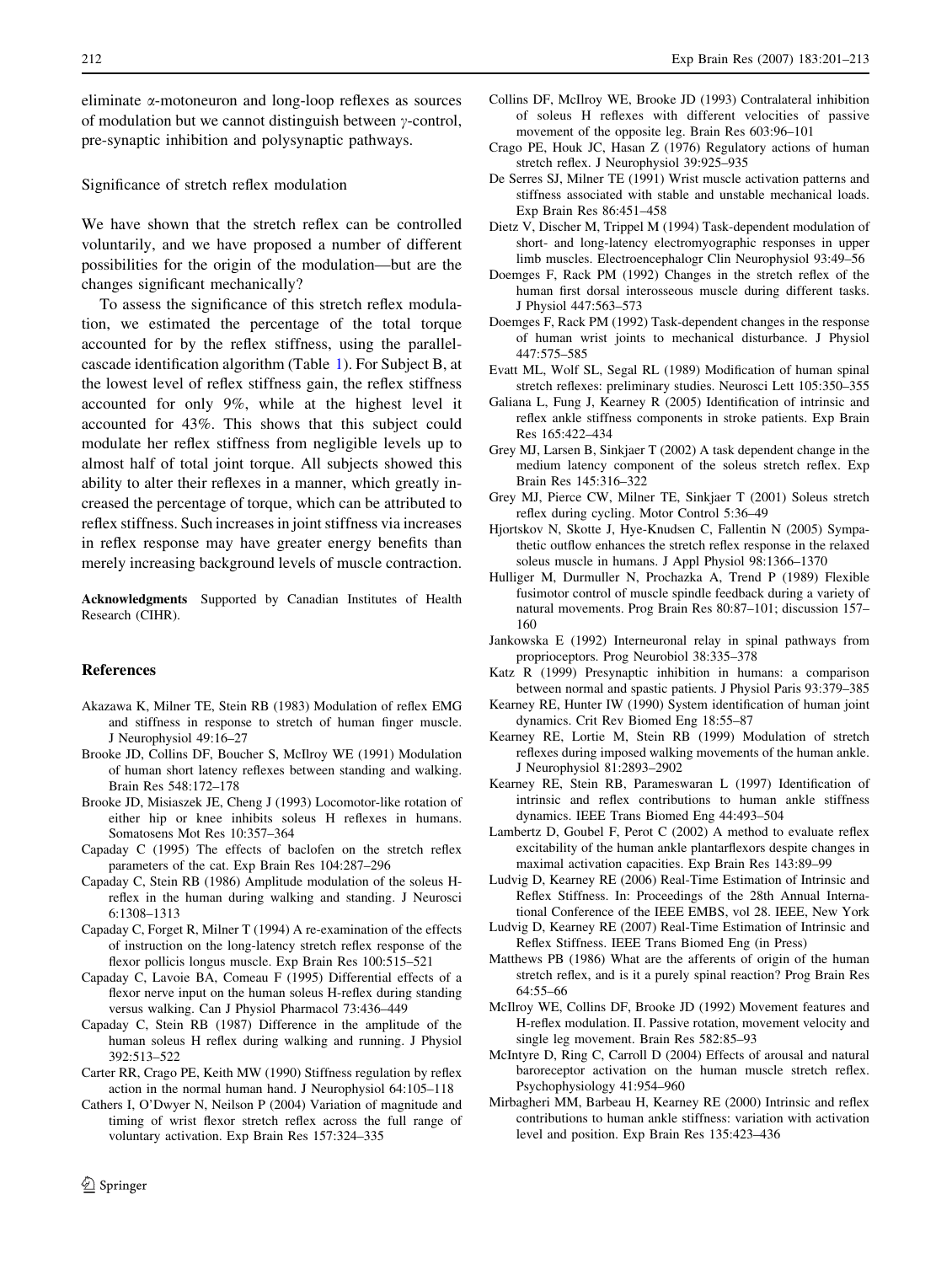eliminate α-motoneuron and long-loop reflexes as sources of modulation but we cannot distinguish between γ-control, pre-synaptic inhibition and polysynaptic pathways.

### Significance of stretch reflex modulation

We have shown that the stretch reflex can be controlled voluntarily, and we have proposed a number of different possibilities for the origin of the modulation—but are the changes significant mechanically?

To assess the significance of this stretch reflex modulation, we estimated the percentage of the total torque accounted for by the reflex stiffness, using the parallel-cascade identification algorithm (Table 1). For Subject B, at the lowest level of reflex stiffness gain, the reflex stiffness accounted for only 9%, while at the highest level it accounted for 43%. This shows that this subject could modulate her reflex stiffness from negligible levels up to almost half of total joint torque. All subjects showed this ability to alter their reflexes in a manner, which greatly increased the percentage of torque, which can be attributed to reflex stiffness. Such increases in joint stiffness via increases in reflex response may have greater energy benefits than merely increasing background levels of muscle contraction.

**Acknowledgments** Supported by Canadian Institutes of Health Research (CIHR).

## References

Akazawa K, Milner TE, Stein RB (1983) Modulation of reflex EMG and stiffness in response to stretch of human finger muscle. J Neurophysiol 49:16–27

Brooke JD, Collins DF, Boucher S, McIlroy WE (1991) Modulation of human short latency reflexes between standing and walking. Brain Res 548:172–178

Brooke JD, Misiaszek JE, Cheng J (1993) Locomotor-like rotation of either hip or knee inhibits soleus H reflexes in humans. Somatosens Mot Res 10:357–364

Capaday C (1995) The effects of baclofen on the stretch reflex parameters of the cat. Exp Brain Res 104:287–296

Capaday C, Stein RB (1986) Amplitude modulation of the soleus H-reflex in the human during walking and standing. J Neurosci 6:1308–1313

Capaday C, Forget R, Milner T (1994) A re-examination of the effects of instruction on the long-latency stretch reflex response of the flexor pollicis longus muscle. Exp Brain Res 100:515–521

Capaday C, Lavoie BA, Comeau F (1995) Differential effects of a flexor nerve input on the human soleus H-reflex during standing versus walking. Can J Physiol Pharmacol 73:436–449

Capaday C, Stein RB (1987) Difference in the amplitude of the human soleus H reflex during walking and running. J Physiol 392:513–522

Carter RR, Crago PE, Keith MW (1990) Stiffness regulation by reflex action in the normal human hand. J Neurophysiol 64:105–118

Cathers I, O'Dwyer N, Neilson P (2004) Variation of magnitude and timing of wrist flexor stretch reflex across the full range of voluntary activation. Exp Brain Res 157:324–335

Collins DF, McIlroy WE, Brooke JD (1993) Contralateral inhibition of soleus H reflexes with different velocities of passive movement of the opposite leg. Brain Res 603:96–101

Crago PE, Houk JC, Hasan Z (1976) Regulatory actions of human stretch reflex. J Neurophysiol 39:925–935

De Serres SJ, Milner TE (1991) Wrist muscle activation patterns and stiffness associated with stable and unstable mechanical loads. Exp Brain Res 86:451–458

Dietz V, Discher M, Trippel M (1994) Task-dependent modulation of short- and long-latency electromyographic responses in upper limb muscles. Electroencephalogr Clin Neurophysiol 93:49–56

Doemges F, Rack PM (1992) Changes in the stretch reflex of the human first dorsal interosseous muscle during different tasks. J Physiol 447:563–573

Doemges F, Rack PM (1992) Task-dependent changes in the response of human wrist joints to mechanical disturbance. J Physiol 447:575–585

Evatt ML, Wolf SL, Segal RL (1989) Modification of human spinal stretch reflexes: preliminary studies. Neurosci Lett 105:350–355

Galiana L, Fung J, Kearney R (2005) Identification of intrinsic and reflex ankle stiffness components in stroke patients. Exp Brain Res 165:422–434

Grey MJ, Larsen B, Sinkjaer T (2002) A task dependent change in the medium latency component of the soleus stretch reflex. Exp Brain Res 145:316–322

Grey MJ, Pierce CW, Milner TE, Sinkjaer T (2001) Soleus stretch reflex during cycling. Motor Control 5:36–49

Hjortskov N, Skotte J, Hye-Knudsen C, Fallentin N (2005) Sympathetic outflow enhances the stretch reflex response in the relaxed soleus muscle in humans. J Appl Physiol 98:1366–1370

Hulliger M, Durmuller N, Prochazka A, Trend P (1989) Flexible fusimotor control of muscle spindle feedback during a variety of natural movements. Prog Brain Res 80:87–101; discussion 157–160

Jankowska E (1992) Interneuronal relay in spinal pathways from proprioceptors. Prog Neurobiol 38:335–378

Katz R (1999) Presynaptic inhibition in humans: a comparison between normal and spastic patients. J Physiol Paris 93:379–385

Kearney RE, Hunter IW (1990) System identification of human joint dynamics. Crit Rev Biomed Eng 18:55–87

Kearney RE, Lortie M, Stein RB (1999) Modulation of stretch reflexes during imposed walking movements of the human ankle. J Neurophysiol 81:2893–2902

Kearney RE, Stein RB, Parameswaran L (1997) Identification of intrinsic and reflex contributions to human ankle stiffness dynamics. IEEE Trans Biomed Eng 44:493–504

Lambertz D, Goubel F, Perot C (2002) A method to evaluate reflex excitability of the human ankle plantarflexors despite changes in maximal activation capacities. Exp Brain Res 143:89–99

Ludvig D, Kearney RE (2006) Real-Time Estimation of Intrinsic and Reflex Stiffness. In: Proceedings of the 28th Annual International Conference of the IEEE EMBS, vol 28. IEEE, New York

Ludvig D, Kearney RE (2007) Real-Time Estimation of Intrinsic and Reflex Stiffness. IEEE Trans Biomed Eng (in Press)

Matthews PB (1986) What are the afferents of origin of the human stretch reflex, and is it a purely spinal reaction? Prog Brain Res 64:55–66

McIlroy WE, Collins DF, Brooke JD (1992) Movement features and H-reflex modulation. II. Passive rotation, movement velocity and single leg movement. Brain Res 582:85–93

McIntyre D, Ring C, Carroll D (2004) Effects of arousal and natural baroreceptor activation on the human muscle stretch reflex. Psychophysiology 41:954–960

Mirbagheri MM, Barbeau H, Kearney RE (2000) Intrinsic and reflex contributions to human ankle stiffness: variation with activation level and position. Exp Brain Res 135:423–436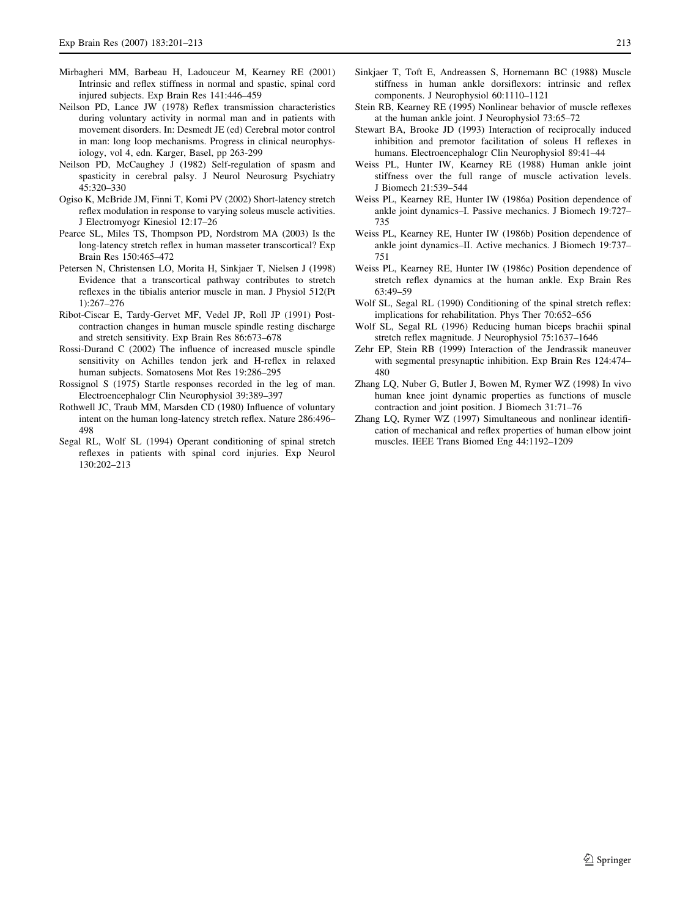Mirbagheri MM, Barbeau H, Ladouceur M, Kearney RE (2001) Intrinsic and reflex stiffness in normal and spastic, spinal cord injured subjects. Exp Brain Res 141:446–459

Neilson PD, Lance JW (1978) Reflex transmission characteristics during voluntary activity in normal man and in patients with movement disorders. In: Desmedt JE (ed) Cerebral motor control in man: long loop mechanisms. Progress in clinical neurophysiology, vol 4, edn. Karger, Basel, pp 263-299

Neilson PD, McCaughey J (1982) Self-regulation of spasm and spasticity in cerebral palsy. J Neurol Neurosurg Psychiatry 45:320–330

Ogiso K, McBride JM, Finni T, Komi PV (2002) Short-latency stretch reflex modulation in response to varying soleus muscle activities. J Electromyogr Kinesiol 12:17–26

Pearce SL, Miles TS, Thompson PD, Nordstrom MA (2003) Is the long-latency stretch reflex in human masseter transcortical? Exp Brain Res 150:465–472

Petersen N, Christensen LO, Morita H, Sinkjaer T, Nielsen J (1998) Evidence that a transcortical pathway contributes to stretch reflexes in the tibialis anterior muscle in man. J Physiol 512(Pt 1):267–276

Ribot-Ciscar E, Tardy-Gervet MF, Vedel JP, Roll JP (1991) Post-contraction changes in human muscle spindle resting discharge and stretch sensitivity. Exp Brain Res 86:673–678

Rossi-Durand C (2002) The influence of increased muscle spindle sensitivity on Achilles tendon jerk and H-reflex in relaxed human subjects. Somatosens Mot Res 19:286–295

Rossignol S (1975) Startle responses recorded in the leg of man. Electroencephalogr Clin Neurophysiol 39:389–397

Rothwell JC, Traub MM, Marsden CD (1980) Influence of voluntary intent on the human long-latency stretch reflex. Nature 286:496–498

Segal RL, Wolf SL (1994) Operant conditioning of spinal stretch reflexes in patients with spinal cord injuries. Exp Neurol 130:202–213

Sinkjaer T, Toft E, Andreassen S, Hornemann BC (1988) Muscle stiffness in human ankle dorsiflexors: intrinsic and reflex components. J Neurophysiol 60:1110–1121

Stein RB, Kearney RE (1995) Nonlinear behavior of muscle reflexes at the human ankle joint. J Neurophysiol 73:65–72

Stewart BA, Brooke JD (1993) Interaction of reciprocally induced inhibition and premotor facilitation of soleus H reflexes in humans. Electroencephalogr Clin Neurophysiol 89:41–44

Weiss PL, Hunter IW, Kearney RE (1988) Human ankle joint stiffness over the full range of muscle activation levels. J Biomech 21:539–544

Weiss PL, Kearney RE, Hunter IW (1986a) Position dependence of ankle joint dynamics–I. Passive mechanics. J Biomech 19:727–735

Weiss PL, Kearney RE, Hunter IW (1986b) Position dependence of ankle joint dynamics–II. Active mechanics. J Biomech 19:737–751

Weiss PL, Kearney RE, Hunter IW (1986c) Position dependence of stretch reflex dynamics at the human ankle. Exp Brain Res 63:49–59

Wolf SL, Segal RL (1990) Conditioning of the spinal stretch reflex: implications for rehabilitation. Phys Ther 70:652–656

Wolf SL, Segal RL (1996) Reducing human biceps brachii spinal stretch reflex magnitude. J Neurophysiol 75:1637–1646

Zehr EP, Stein RB (1999) Interaction of the Jendrassik maneuver with segmental presynaptic inhibition. Exp Brain Res 124:474–480

Zhang LQ, Nuber G, Butler J, Bowen M, Rymer WZ (1998) In vivo human knee joint dynamic properties as functions of muscle contraction and joint position. J Biomech 31:71–76

Zhang LQ, Rymer WZ (1997) Simultaneous and nonlinear identification of mechanical and reflex properties of human elbow joint muscles. IEEE Trans Biomed Eng 44:1192–1209